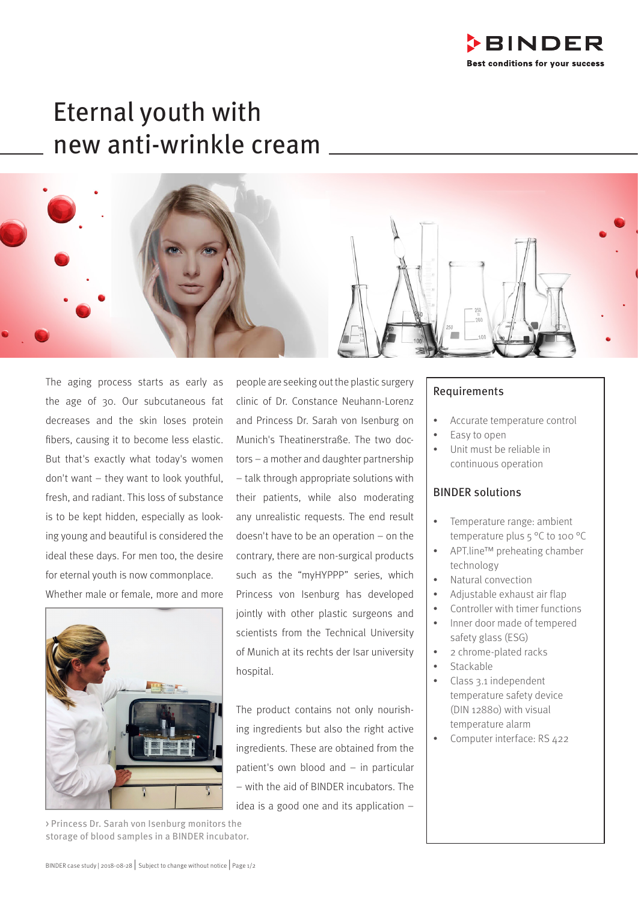# Eternal youth with new anti-wrinkle cream

The aging process starts as early as the age of 30. Our subcutaneous fat decreases and the skin loses protein fibers, causing it to become less elastic. But that's exactly what today's women don't want – they want to look youthful, fresh, and radiant. This loss of substance is to be kept hidden, especially as looking young and beautiful is considered the ideal these days. For men too, the desire for eternal youth is now commonplace. Whether male or female, more and more people are seeking out the plastic surgery clinic of Dr. Constance Neuhann-Lorenz and Princess Dr. Sarah von Isenburg on Munich's Theatinerstraße. The two doctors – a mother and daughter partnership – talk through appropriate solutions with their patients, while also moderating any unrealistic requests. The end result doesn't have to be an operation – on the contrary, there are non-surgical products such as the "myHYPPP" series, which Princess von Isenburg has developed jointly with other plastic surgeons and scientists from the Technical University of Munich at its rechts der Isar university hospital.

› Princess Dr. Sarah von Isenburg monitors the storage of blood samples in a BINDER incubator.

The product contains not only nourishing ingredients but also the right active ingredients. These are obtained from the patient's own blood and – in particular – with the aid of BINDER incubators. The idea is a good one and its application –

## Requirements

- Accurate temperature control
- Easy to open
- Unit must be reliable in continuous operation

## BINDER solutions

- Temperature range: ambient temperature plus 5 °C to 100 °C
- APT.line™ preheating chamber technology
- Natural convection
- Adjustable exhaust air flap
- Controller with timer functions
- Inner door made of tempered safety glass (ESG)
- 2 chrome-plated racks
- Stackable
- Class 3.1 independent temperature safety device (DIN 12880) with visual temperature alarm
- Computer interface: RS 422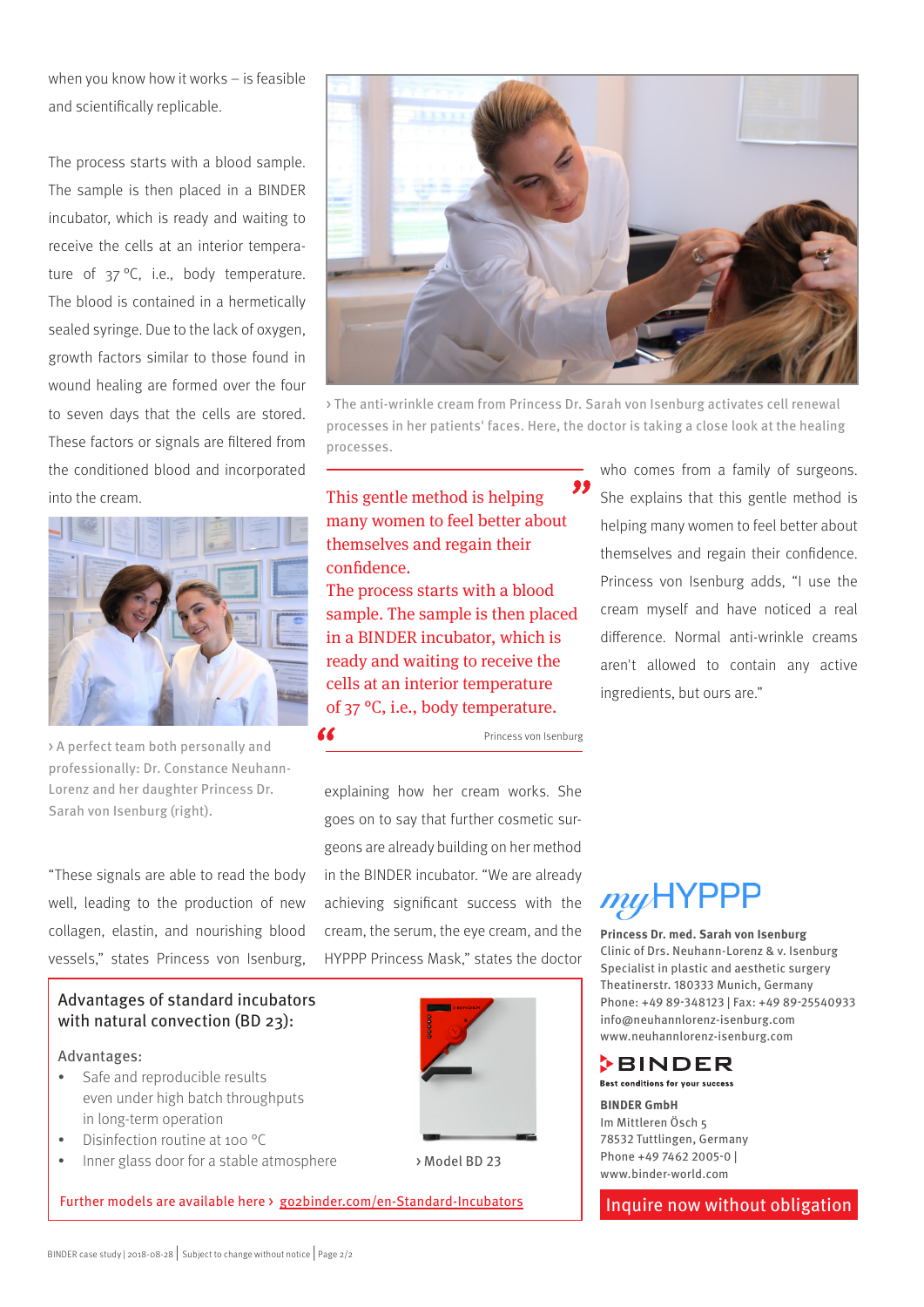when you know how it works – is feasible and scientifically replicable.

The process starts with a blood sample. The sample is then placed in a BINDER incubator, which is ready and waiting to receive the cells at an interior temperature of 37 °C, i.e., body temperature. The blood is contained in a hermetically sealed syringe. Due to the lack of oxygen, growth factors similar to those found in wound healing are formed over the four to seven days that the cells are stored. These factors or signals are filtered from the conditioned blood and incorporated into the cream.

› A perfect team both personally and professionally: Dr. Constance Neuhann-Lorenz and her daughter Princess Dr. Sarah von Isenburg (right).

"These signals are able to read the body well, leading to the production of new collagen, elastin, and nourishing blood vessels," states Princess von Isenburg, explaining how her cream works. She goes on to say that further cosmetic surgeons are already building on her method in the BINDER incubator. "We are already achieving significant success with the cream, the serum, the eye cream, and the HYPPP Princess Mask," states the doctor who comes from a family of surgeons. She explains that this gentle method is helping many women to feel better about themselves and regain their confidence. Princess von Isenburg adds, "I use the cream myself and have noticed a real difference. Normal anti-wrinkle creams aren't allowed to contain any active ingredients, but ours are."

› The anti-wrinkle cream from Princess Dr. Sarah von Isenburg activates cell renewal processes in her patients' faces. Here, the doctor is taking a close look at the healing processes.

> This gentle method is helping many women to feel better about themselves and regain their confidence.
> The process starts with a blood sample. The sample is then placed in a BINDER incubator, which is ready and waiting to receive the cells at an interior temperature of 37 °C, i.e., body temperature.
>
> Princess von Isenburg

## Advantages of standard incubators with natural convection (BD 23):

Advantages:

- Safe and reproducible results even under high batch throughputs in long-term operation
- Disinfection routine at 100 °C
- Inner glass door for a stable atmosphere

› Model BD 23

Further models are available here › go2binder.com/en-Standard-Incubators

myHYPPP

**Princess Dr. med. Sarah von Isenburg**
Clinic of Drs. Neuhann-Lorenz & v. Isenburg
Specialist in plastic and aesthetic surgery
Theatinerstr. 180333 Munich, Germany
Phone: +49 89-348123 | Fax: +49 89-25540933
info@neuhannlorenz-isenburg.com
www.neuhannlorenz-isenburg.com

BINDER
Best conditions for your success

**BINDER GmbH**
Im Mittleren Ösch 5
78532 Tuttlingen, Germany
Phone +49 7462 2005-0 |
www.binder-world.com

Inquire now without obligation